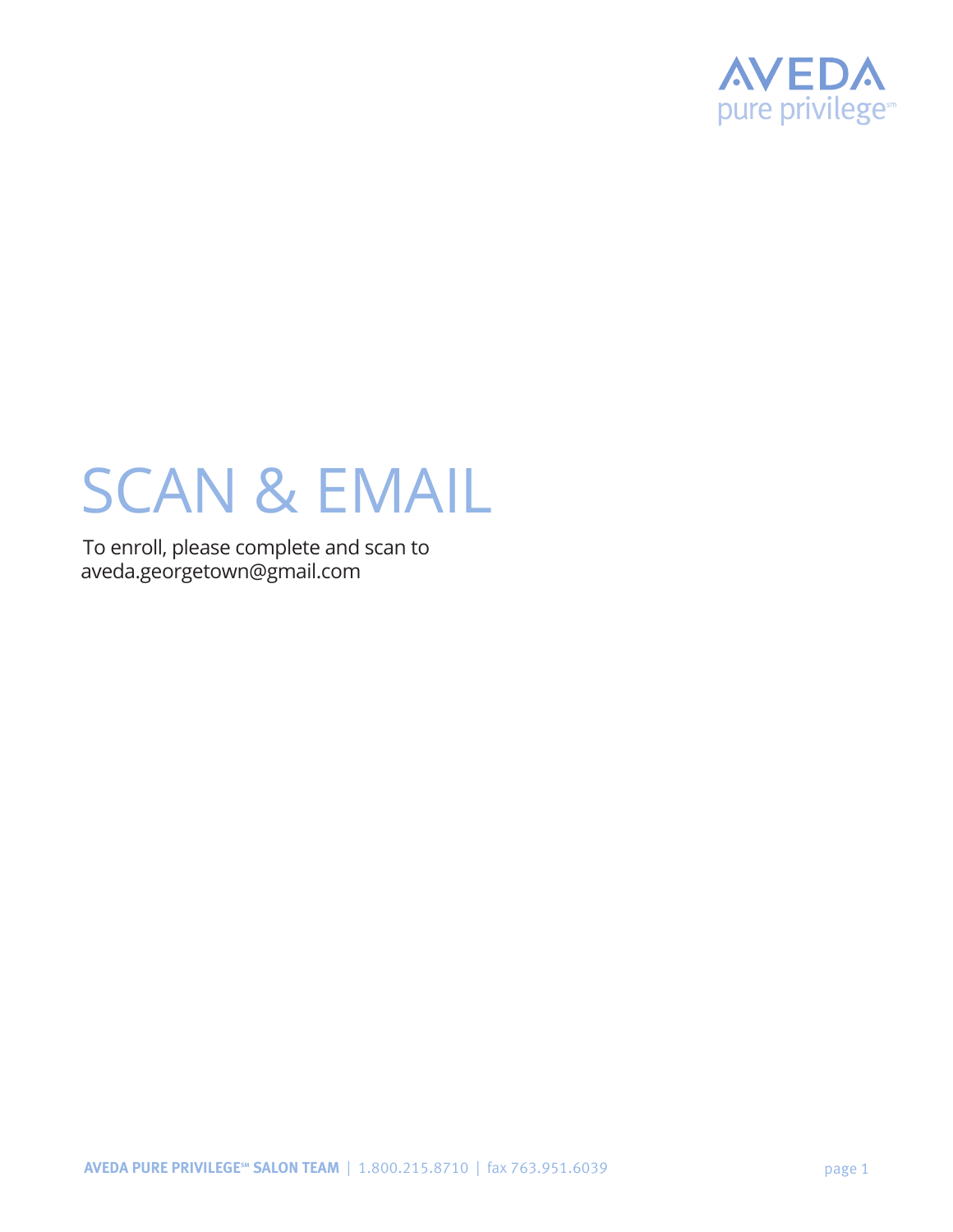AVEDA
pure privilege℠

# SCAN & EMAIL

To enroll, please complete and scan to
aveda.georgetown@gmail.com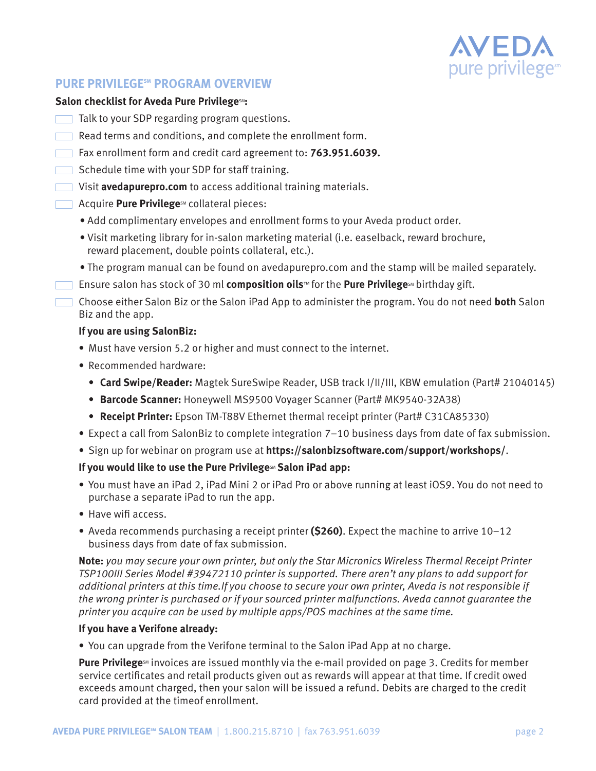## PURE PRIVILEGE℠ PROGRAM OVERVIEW

**Salon checklist for Aveda Pure Privilege℠:**

- [ ] Talk to your SDP regarding program questions.
- [ ] Read terms and conditions, and complete the enrollment form.
- [ ] Fax enrollment form and credit card agreement to: **763.951.6039.**
- [ ] Schedule time with your SDP for staff training.
- [ ] Visit **avedapurepro.com** to access additional training materials.
- [ ] Acquire **Pure Privilege**℠ collateral pieces:
    - Add complimentary envelopes and enrollment forms to your Aveda product order.
    - Visit marketing library for in-salon marketing material (i.e. easelback, reward brochure, reward placement, double points collateral, etc.).
    - The program manual can be found on avedapurepro.com and the stamp will be mailed separately.
- [ ] Ensure salon has stock of 30 ml **composition oils**™ for the **Pure Privilege**℠ birthday gift.
- [ ] Choose either Salon Biz or the Salon iPad App to administer the program. You do not need **both** Salon Biz and the app.

**If you are using SalonBiz:**

- Must have version 5.2 or higher and must connect to the internet.
- Recommended hardware:
    - **Card Swipe/Reader:** Magtek SureSwipe Reader, USB track I/II/III, KBW emulation (Part# 21040145)
    - **Barcode Scanner:** Honeywell MS9500 Voyager Scanner (Part# MK9540-32A38)
    - **Receipt Printer:** Epson TM-T88V Ethernet thermal receipt printer (Part# C31CA85330)
- Expect a call from SalonBiz to complete integration 7–10 business days from date of fax submission.
- Sign up for webinar on program use at **https://salonbizsoftware.com/support/workshops/**.

**If you would like to use the Pure Privilege℠ Salon iPad app:**

- You must have an iPad 2, iPad Mini 2 or iPad Pro or above running at least iOS9. You do not need to purchase a separate iPad to run the app.
- Have wifi access.
- Aveda recommends purchasing a receipt printer **($260)**. Expect the machine to arrive 10–12 business days from date of fax submission.

**Note:** *you may secure your own printer, but only the Star Micronics Wireless Thermal Receipt Printer TSP100III Series Model #39472110 printer is supported. There aren't any plans to add support for additional printers at this time.If you choose to secure your own printer, Aveda is not responsible if the wrong printer is purchased or if your sourced printer malfunctions. Aveda cannot guarantee the printer you acquire can be used by multiple apps/POS machines at the same time.*

**If you have a Verifone already:**

- You can upgrade from the Verifone terminal to the Salon iPad App at no charge.

**Pure Privilege**℠ invoices are issued monthly via the e-mail provided on page 3. Credits for member service certificates and retail products given out as rewards will appear at that time. If credit owed exceeds amount charged, then your salon will be issued a refund. Debits are charged to the credit card provided at the timeof enrollment.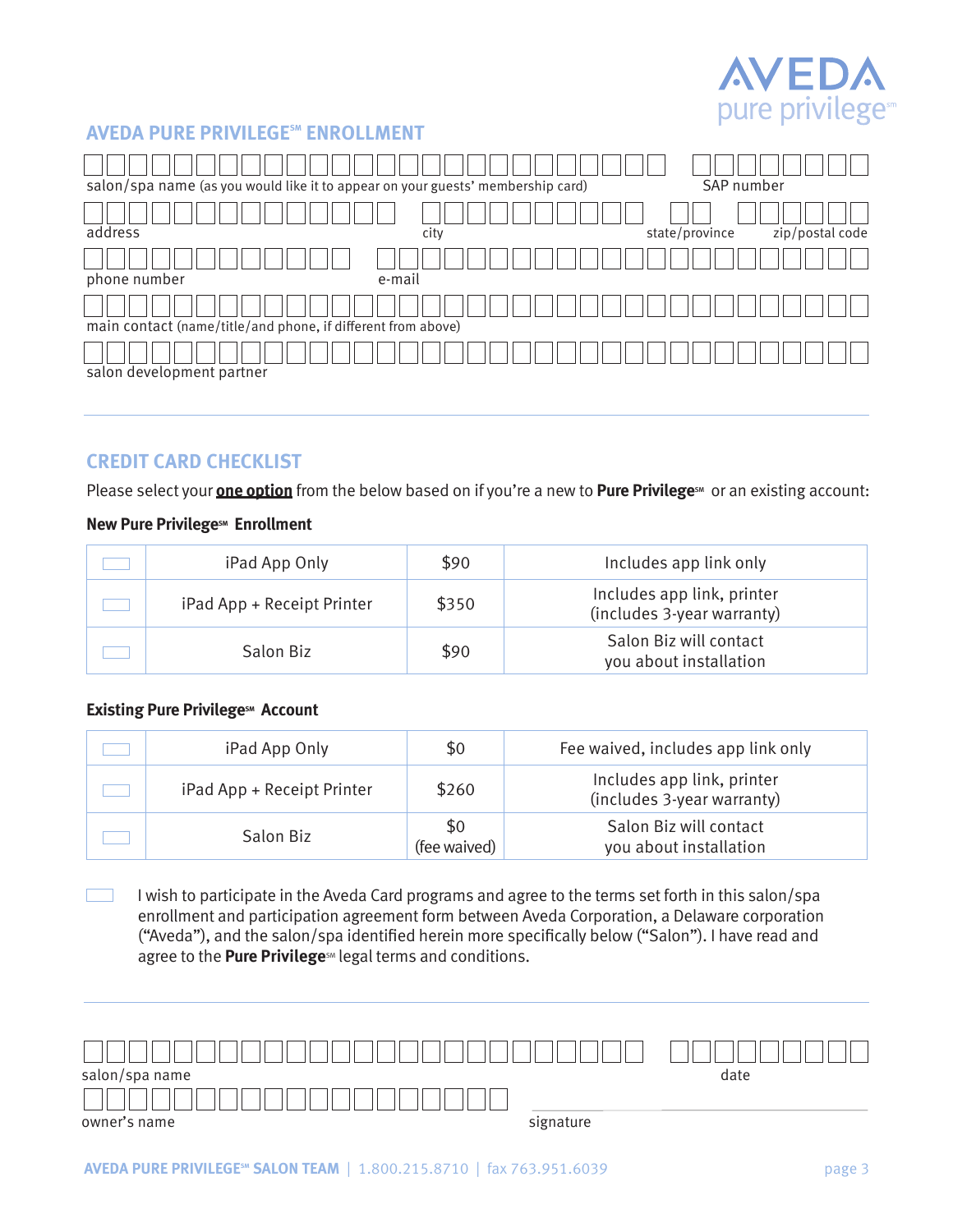AVEDA pure privilege℠

## AVEDA PURE PRIVILEGE℠ ENROLLMENT

salon/spa name (as you would like it to appear on your guests' membership card) | SAP number

address | city | state/province | zip/postal code

phone number | e-mail

main contact (name/title/and phone, if different from above)

salon development partner

## CREDIT CARD CHECKLIST

Please select your **one option** from the below based on if you're a new to **Pure Privilege℠** or an existing account:

### New Pure Privilege℠ Enrollment

| ☐ | Option | Price | Details |
|---|---|---|---|
| ☐ | iPad App Only | $90 | Includes app link only |
| ☐ | iPad App + Receipt Printer | $350 | Includes app link, printer (includes 3-year warranty) |
| ☐ | Salon Biz | $90 | Salon Biz will contact you about installation |

### Existing Pure Privilege℠ Account

| ☐ | Option | Price | Details |
|---|---|---|---|
| ☐ | iPad App Only | $0 | Fee waived, includes app link only |
| ☐ | iPad App + Receipt Printer | $260 | Includes app link, printer (includes 3-year warranty) |
| ☐ | Salon Biz | $0 (fee waived) | Salon Biz will contact you about installation |

☐ I wish to participate in the Aveda Card programs and agree to the terms set forth in this salon/spa enrollment and participation agreement form between Aveda Corporation, a Delaware corporation ("Aveda"), and the salon/spa identified herein more specifically below ("Salon"). I have read and agree to the **Pure Privilege℠** legal terms and conditions.

salon/spa name | date

owner's name | signature

**AVEDA PURE PRIVILEGE℠ SALON TEAM** | 1.800.215.8710 | fax 763.951.6039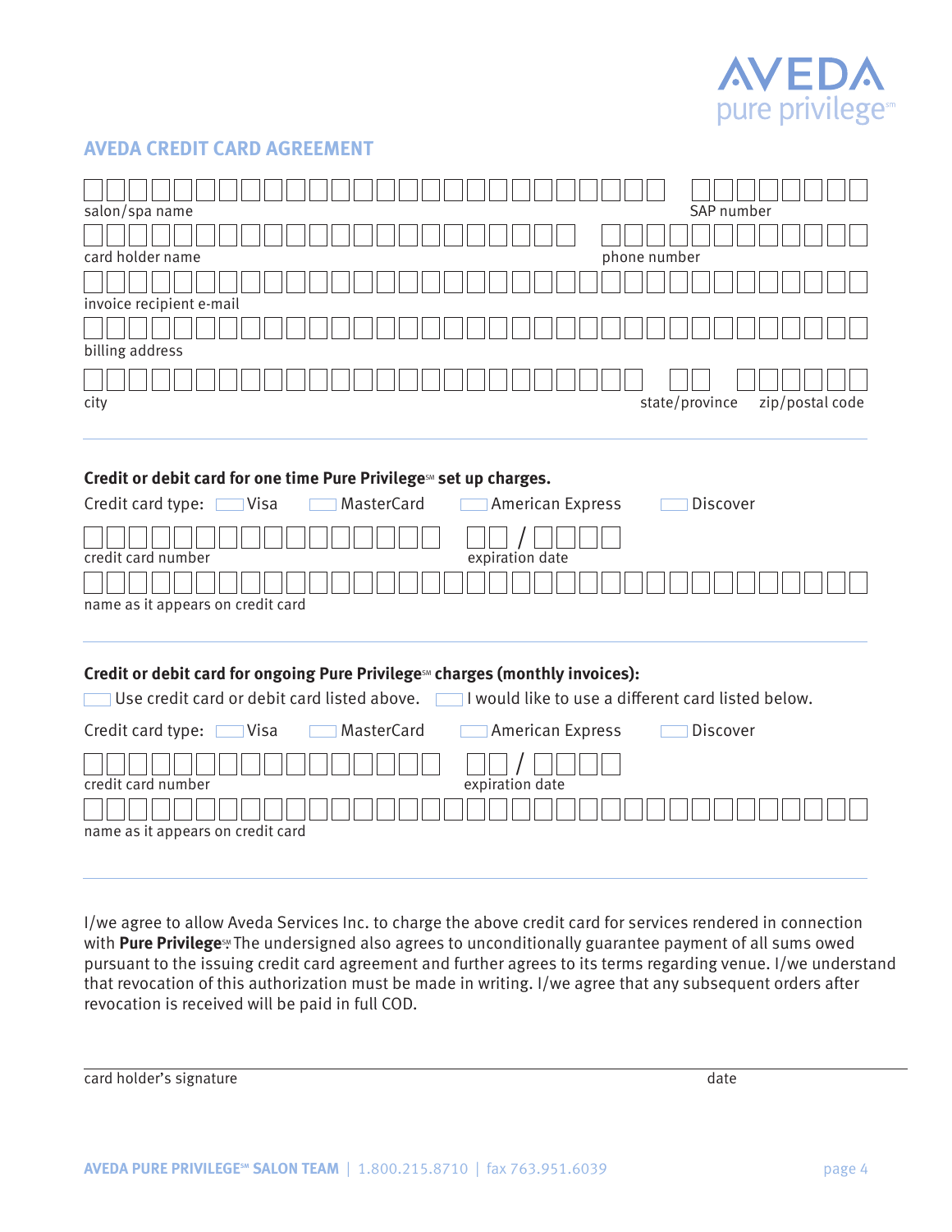AVEDA
pure privilege℠

## AVEDA CREDIT CARD AGREEMENT

salon/spa name ____________________ SAP number ____________

card holder name ____________________ phone number ____________

invoice recipient e-mail ____________________

billing address ____________________

city ____________________ state/province ____ zip/postal code ________

---

**Credit or debit card for one time Pure Privilege℠ set up charges.**

Credit card type: ☐ Visa ☐ MasterCard ☐ American Express ☐ Discover

credit card number ____________________ expiration date __ / ____

name as it appears on credit card ____________________

---

**Credit or debit card for ongoing Pure Privilege℠ charges (monthly invoices):**

☐ Use credit card or debit card listed above. ☐ I would like to use a different card listed below.

Credit card type: ☐ Visa ☐ MasterCard ☐ American Express ☐ Discover

credit card number ____________________ expiration date __ / ____

name as it appears on credit card ____________________

---

I/we agree to allow Aveda Services Inc. to charge the above credit card for services rendered in connection with **Pure Privilege℠**. The undersigned also agrees to unconditionally guarantee payment of all sums owed pursuant to the issuing credit card agreement and further agrees to its terms regarding venue. I/we understand that revocation of this authorization must be made in writing. I/we agree that any subsequent orders after revocation is received will be paid in full COD.

card holder's signature ____________________ date ____________

**AVEDA PURE PRIVILEGE℠ SALON TEAM** | 1.800.215.8710 | fax 763.951.6039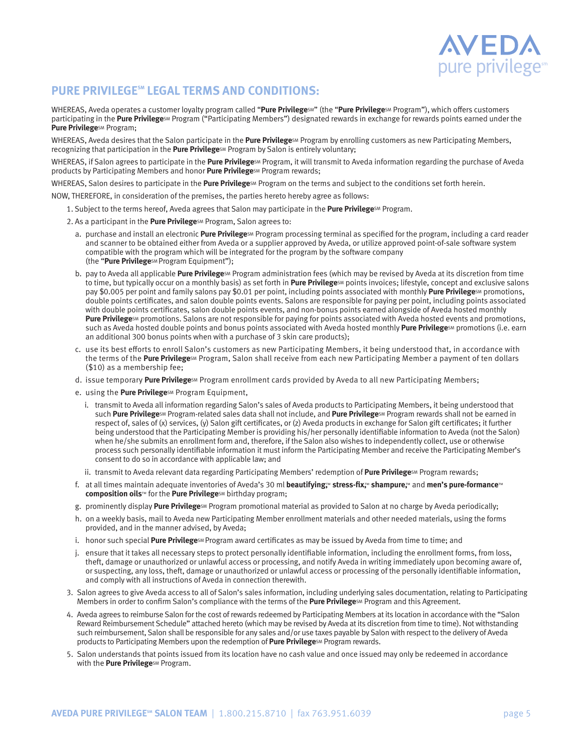# PURE PRIVILEGE℠ LEGAL TERMS AND CONDITIONS:

WHEREAS, Aveda operates a customer loyalty program called "**Pure Privilege**℠" (the "**Pure Privilege**℠ Program"), which offers customers participating in the **Pure Privilege**℠ Program ("Participating Members") designated rewards in exchange for rewards points earned under the **Pure Privilege**℠ Program;

WHEREAS, Aveda desires that the Salon participate in the **Pure Privilege**℠ Program by enrolling customers as new Participating Members, recognizing that participation in the **Pure Privilege**℠ Program by Salon is entirely voluntary;

WHEREAS, if Salon agrees to participate in the **Pure Privilege**℠ Program, it will transmit to Aveda information regarding the purchase of Aveda products by Participating Members and honor **Pure Privilege**℠ Program rewards;

WHEREAS, Salon desires to participate in the **Pure Privilege**℠ Program on the terms and subject to the conditions set forth herein.

NOW, THEREFORE, in consideration of the premises, the parties hereto hereby agree as follows:

1. Subject to the terms hereof, Aveda agrees that Salon may participate in the **Pure Privilege**℠ Program.
2. As a participant in the **Pure Privilege**℠ Program, Salon agrees to:
   a. purchase and install an electronic **Pure Privilege**℠ Program processing terminal as specified for the program, including a card reader and scanner to be obtained either from Aveda or a supplier approved by Aveda, or utilize approved point-of-sale software system compatible with the program which will be integrated for the program by the software company (the "**Pure Privilege**℠ Program Equipment");

   b. pay to Aveda all applicable **Pure Privilege**℠ Program administration fees (which may be revised by Aveda at its discretion from time to time, but typically occur on a monthly basis) as set forth in **Pure Privilege**℠ points invoices; lifestyle, concept and exclusive salons pay $0.005 per point and family salons pay $0.01 per point, including points associated with monthly **Pure Privilege**℠ promotions, double points certificates, and salon double points events. Salons are responsible for paying per point, including points associated with double points certificates, salon double points events, and non-bonus points earned alongside of Aveda hosted monthly **Pure Privilege**℠ promotions. Salons are not responsible for paying for points associated with Aveda hosted events and promotions, such as Aveda hosted double points and bonus points associated with Aveda hosted monthly **Pure Privilege**℠ promotions (i.e. earn an additional 300 bonus points when with a purchase of 3 skin care products);

   c. use its best efforts to enroll Salon's customers as new Participating Members, it being understood that, in accordance with the terms of the **Pure Privilege**℠ Program, Salon shall receive from each new Participating Member a payment of ten dollars ($10) as a membership fee;

   d. issue temporary **Pure Privilege**℠ Program enrollment cards provided by Aveda to all new Participating Members;

   e. using the **Pure Privilege**℠ Program Equipment,

      i. transmit to Aveda all information regarding Salon's sales of Aveda products to Participating Members, it being understood that such **Pure Privilege**℠ Program-related sales data shall not include, and **Pure Privilege**℠ Program rewards shall not be earned in respect of, sales of (x) services, (y) Salon gift certificates, or (z) Aveda products in exchange for Salon gift certificates; it further being understood that the Participating Member is providing his/her personally identifiable information to Aveda (not the Salon) when he/she submits an enrollment form and, therefore, if the Salon also wishes to independently collect, use or otherwise process such personally identifiable information it must inform the Participating Member and receive the Participating Member's consent to do so in accordance with applicable law; and

      ii. transmit to Aveda relevant data regarding Participating Members' redemption of **Pure Privilege**℠ Program rewards;

   f. at all times maintain adequate inventories of Aveda's 30 ml **beautifying**,™ **stress-fix**,™ **shampure**,™ and **men's pure-formance**™ **composition oils**™ for the **Pure Privilege**℠ birthday program;

   g. prominently display **Pure Privilege**℠ Program promotional material as provided to Salon at no charge by Aveda periodically;

   h. on a weekly basis, mail to Aveda new Participating Member enrollment materials and other needed materials, using the forms provided, and in the manner advised, by Aveda;

   i. honor such special **Pure Privilege**℠ Program award certificates as may be issued by Aveda from time to time; and

   j. ensure that it takes all necessary steps to protect personally identifiable information, including the enrollment forms, from loss, theft, damage or unauthorized or unlawful access or processing, and notify Aveda in writing immediately upon becoming aware of, or suspecting, any loss, theft, damage or unauthorized or unlawful access or processing of the personally identifiable information, and comply with all instructions of Aveda in connection therewith.
3. Salon agrees to give Aveda access to all of Salon's sales information, including underlying sales documentation, relating to Participating Members in order to confirm Salon's compliance with the terms of the **Pure Privilege**℠ Program and this Agreement.
4. Aveda agrees to reimburse Salon for the cost of rewards redeemed by Participating Members at its location in accordance with the "Salon Reward Reimbursement Schedule" attached hereto (which may be revised by Aveda at its discretion from time to time). Notwithstanding such reimbursement, Salon shall be responsible for any sales and/or use taxes payable by Salon with respect to the delivery of Aveda products to Participating Members upon the redemption of **Pure Privilege**℠ Program rewards.
5. Salon understands that points issued from its location have no cash value and once issued may only be redeemed in accordance with the **Pure Privilege**℠ Program.

**AVEDA PURE PRIVILEGE℠ SALON TEAM** | 1.800.215.8710 | fax 763.951.6039